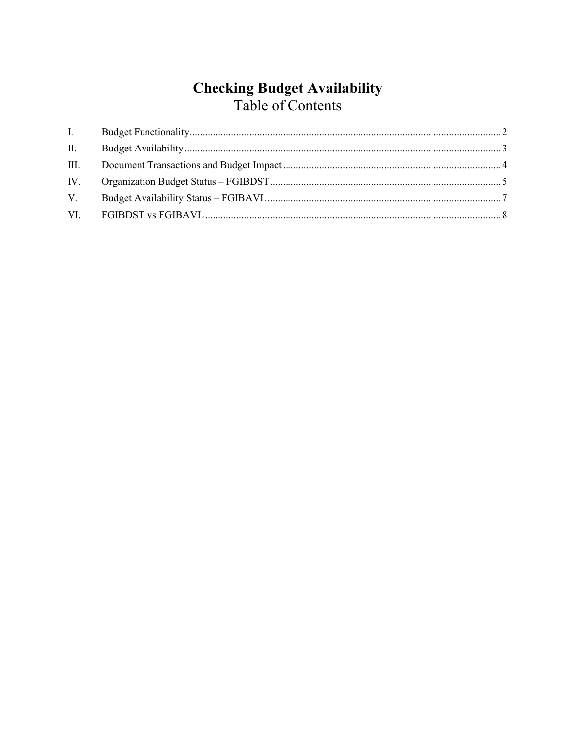# Checking Budget Availability

## Table of Contents

I. Budget Functionality ........ 2
II. Budget Availability ........ 3
III. Document Transactions and Budget Impact ........ 4
IV. Organization Budget Status – FGIBDST ........ 5
V. Budget Availability Status – FGIBAVL ........ 7
VI. FGIBDST vs FGIBAVL ........ 8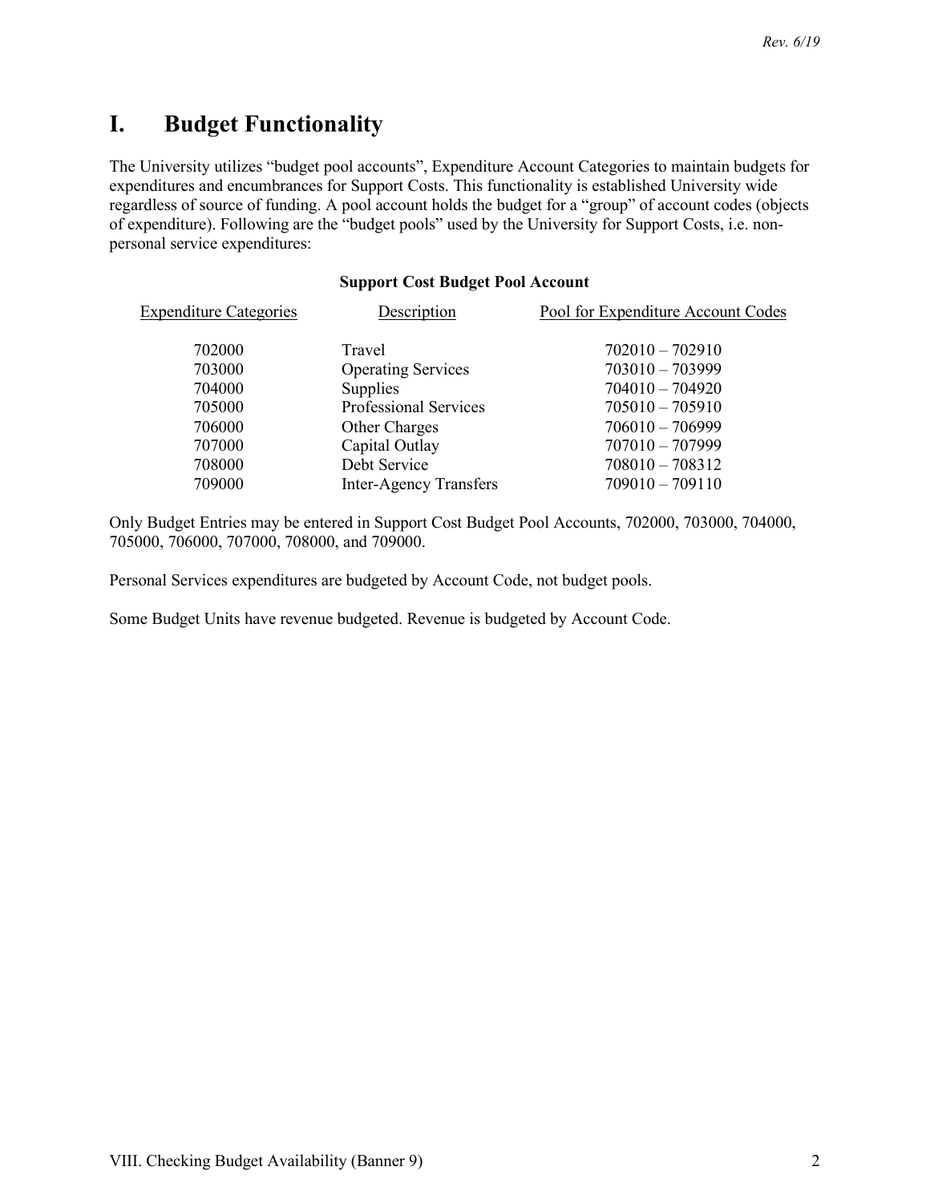# I. Budget Functionality

The University utilizes "budget pool accounts", Expenditure Account Categories to maintain budgets for expenditures and encumbrances for Support Costs. This functionality is established University wide regardless of source of funding. A pool account holds the budget for a "group" of account codes (objects of expenditure). Following are the "budget pools" used by the University for Support Costs, i.e. non-personal service expenditures:

**Support Cost Budget Pool Account**

| Expenditure Categories | Description | Pool for Expenditure Account Codes |
|---|---|---|
| 702000 | Travel | 702010 – 702910 |
| 703000 | Operating Services | 703010 – 703999 |
| 704000 | Supplies | 704010 – 704920 |
| 705000 | Professional Services | 705010 – 705910 |
| 706000 | Other Charges | 706010 – 706999 |
| 707000 | Capital Outlay | 707010 – 707999 |
| 708000 | Debt Service | 708010 – 708312 |
| 709000 | Inter-Agency Transfers | 709010 – 709110 |

Only Budget Entries may be entered in Support Cost Budget Pool Accounts, 702000, 703000, 704000, 705000, 706000, 707000, 708000, and 709000.

Personal Services expenditures are budgeted by Account Code, not budget pools.

Some Budget Units have revenue budgeted. Revenue is budgeted by Account Code.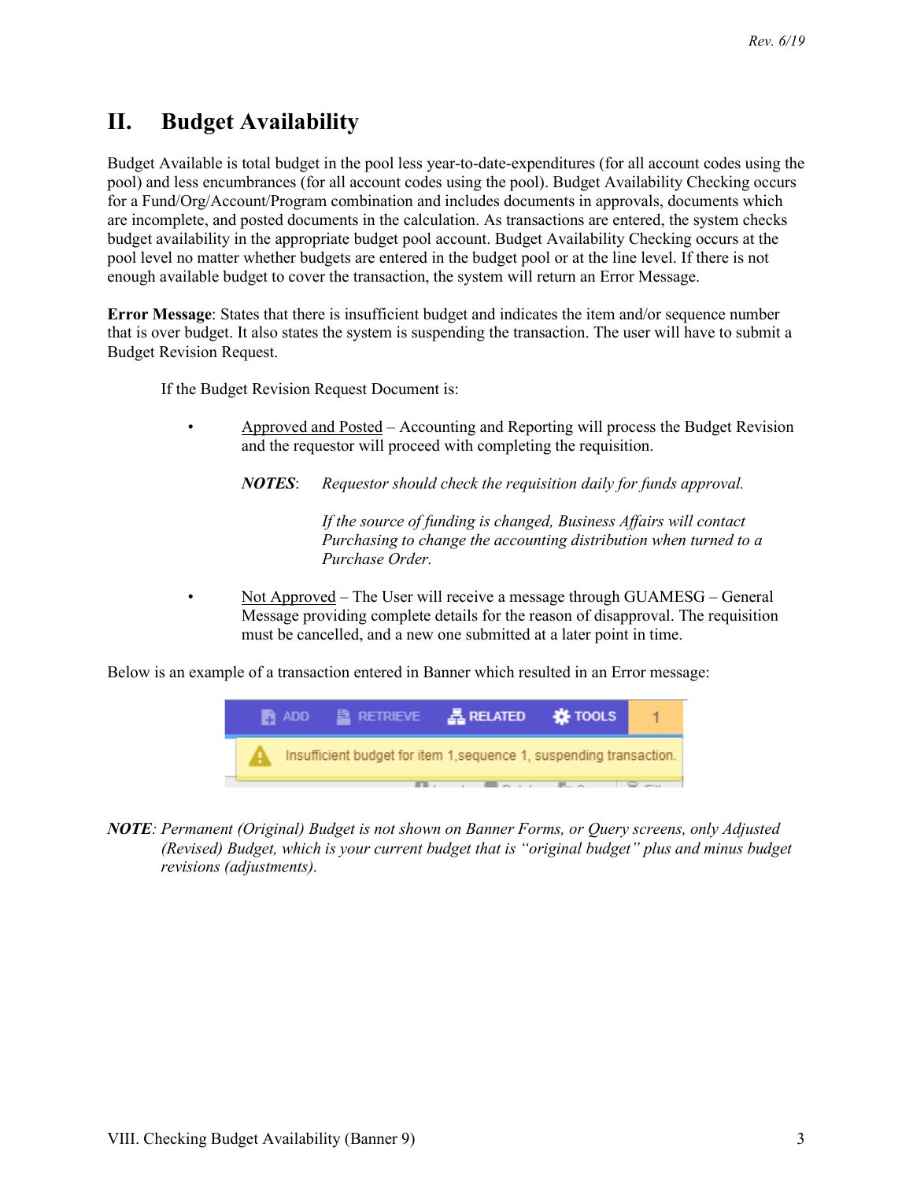## II. Budget Availability

Budget Available is total budget in the pool less year-to-date-expenditures (for all account codes using the pool) and less encumbrances (for all account codes using the pool). Budget Availability Checking occurs for a Fund/Org/Account/Program combination and includes documents in approvals, documents which are incomplete, and posted documents in the calculation. As transactions are entered, the system checks budget availability in the appropriate budget pool account. Budget Availability Checking occurs at the pool level no matter whether budgets are entered in the budget pool or at the line level. If there is not enough available budget to cover the transaction, the system will return an Error Message.

**Error Message**: States that there is insufficient budget and indicates the item and/or sequence number that is over budget. It also states the system is suspending the transaction. The user will have to submit a Budget Revision Request.

If the Budget Revision Request Document is:

- Approved and Posted – Accounting and Reporting will process the Budget Revision and the requestor will proceed with completing the requisition.

  ***NOTES***: *Requestor should check the requisition daily for funds approval.*

  *If the source of funding is changed, Business Affairs will contact Purchasing to change the accounting distribution when turned to a Purchase Order.*

- Not Approved – The User will receive a message through GUAMESG – General Message providing complete details for the reason of disapproval. The requisition must be cancelled, and a new one submitted at a later point in time.

Below is an example of a transaction entered in Banner which resulted in an Error message:

ADD RETRIEVE RELATED TOOLS 1

Insufficient budget for item 1,sequence 1, suspending transaction.

***NOTE***: *Permanent (Original) Budget is not shown on Banner Forms, or Query screens, only Adjusted (Revised) Budget, which is your current budget that is "original budget" plus and minus budget revisions (adjustments).*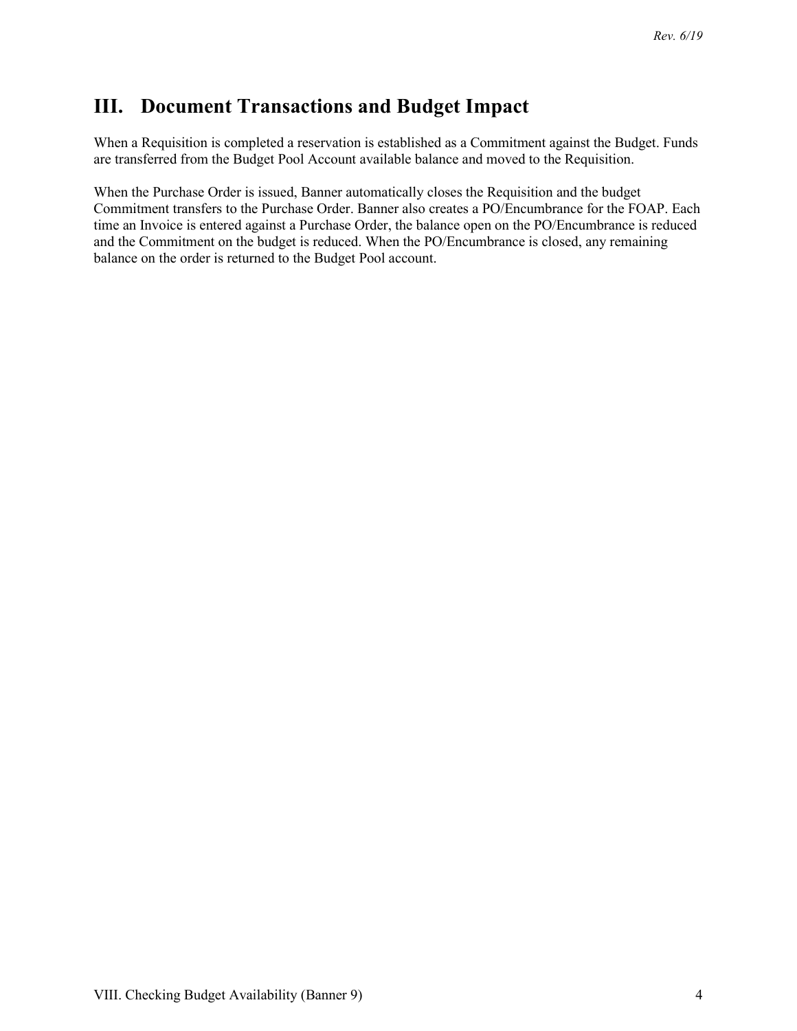# III. Document Transactions and Budget Impact

When a Requisition is completed a reservation is established as a Commitment against the Budget. Funds are transferred from the Budget Pool Account available balance and moved to the Requisition.

When the Purchase Order is issued, Banner automatically closes the Requisition and the budget Commitment transfers to the Purchase Order. Banner also creates a PO/Encumbrance for the FOAP. Each time an Invoice is entered against a Purchase Order, the balance open on the PO/Encumbrance is reduced and the Commitment on the budget is reduced. When the PO/Encumbrance is closed, any remaining balance on the order is returned to the Budget Pool account.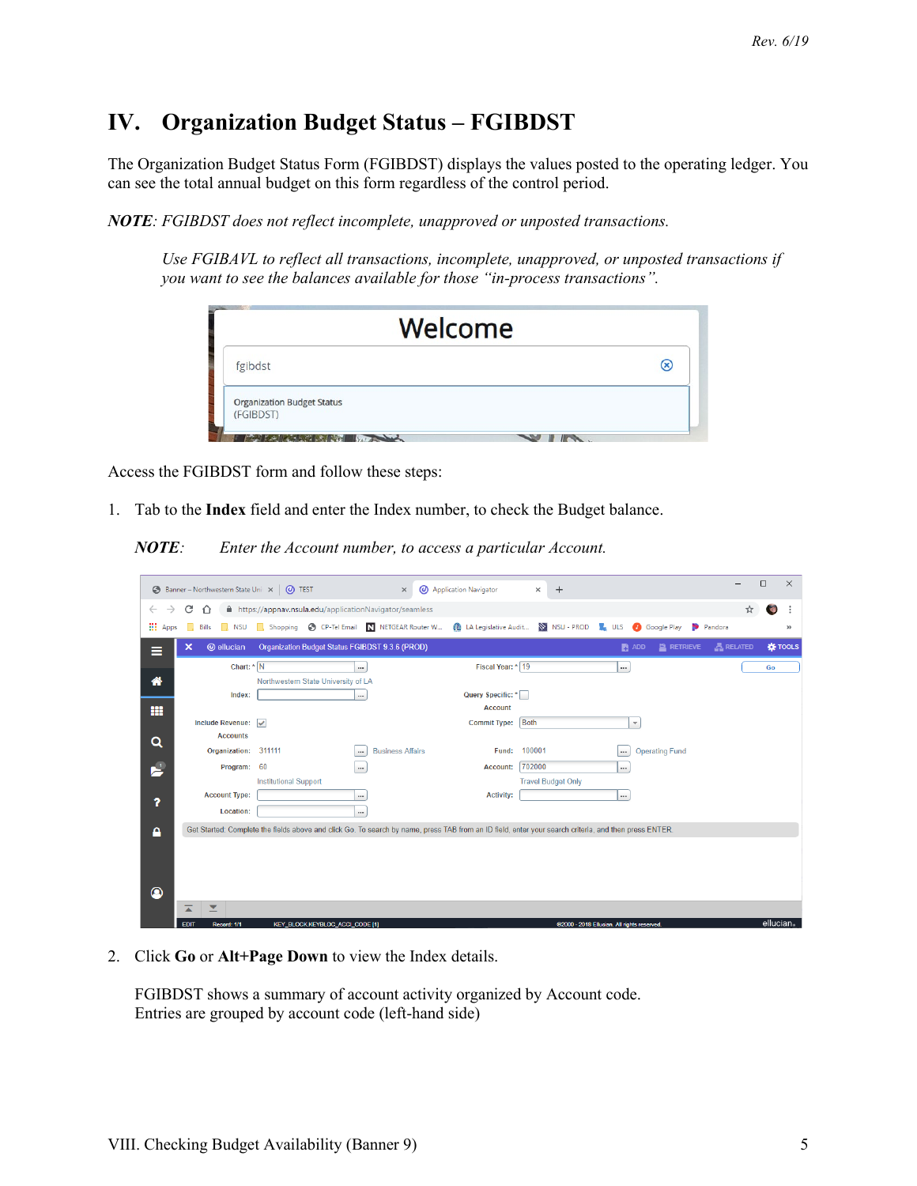# IV. Organization Budget Status – FGIBDST

The Organization Budget Status Form (FGIBDST) displays the values posted to the operating ledger. You can see the total annual budget on this form regardless of the control period.

***NOTE**: FGIBDST does not reflect incomplete, unapproved or unposted transactions.*

*Use FGIBAVL to reflect all transactions, incomplete, unapproved, or unposted transactions if you want to see the balances available for those "in-process transactions".*

Access the FGIBDST form and follow these steps:

1. Tab to the **Index** field and enter the Index number, to check the Budget balance.

   ***NOTE**: Enter the Account number, to access a particular Account.*

2. Click **Go** or **Alt+Page Down** to view the Index details.

   FGIBDST shows a summary of account activity organized by Account code.
   Entries are grouped by account code (left-hand side)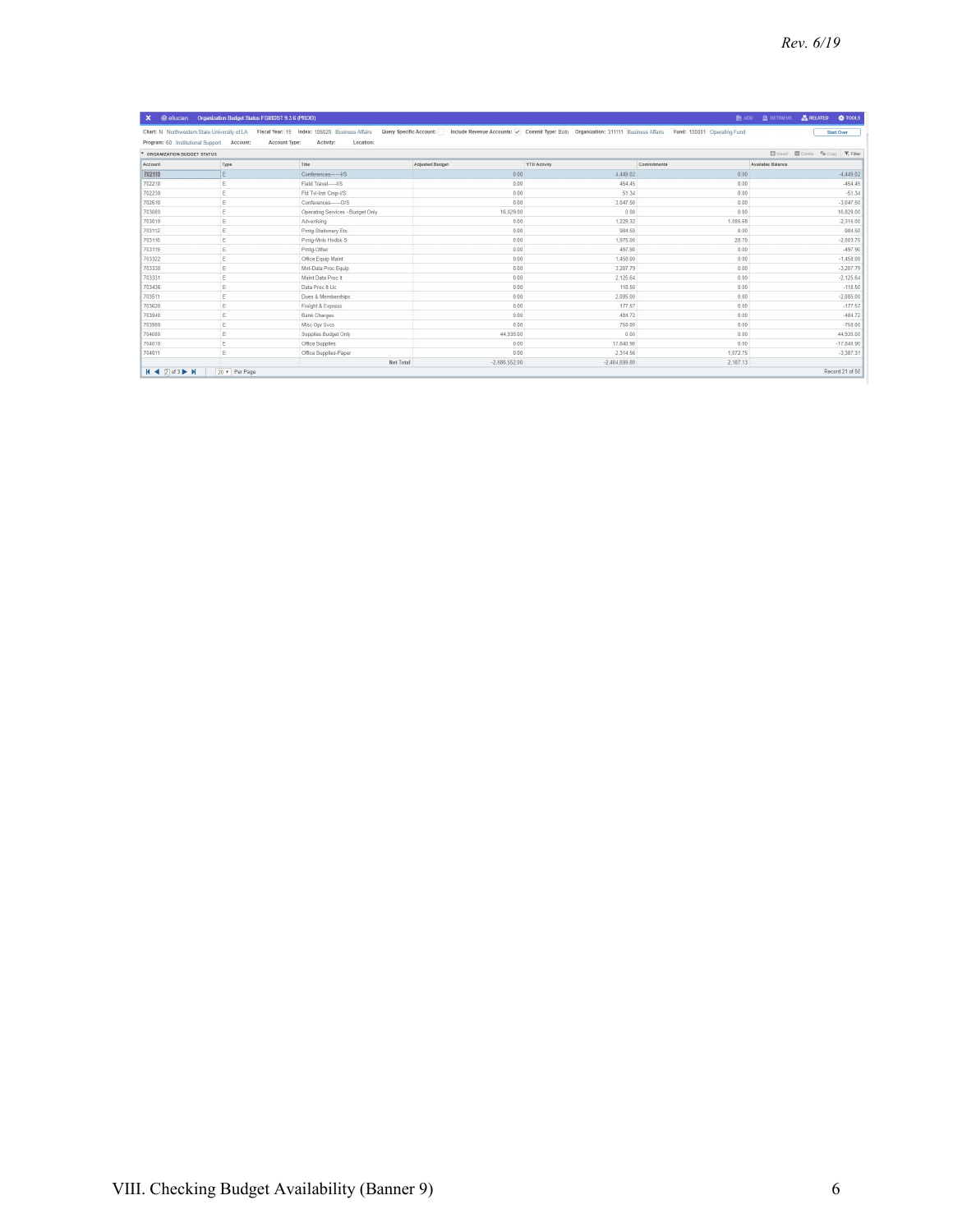Organization Budget Status FGIBDST 9.3.6 (PROD)

Chart: N Northwestern State University of LA    Fiscal Year: 19    Index: 106020 Business Affairs    Query Specific Account:    Include Revenue Accounts: ✓    Commit Type: Both    Organization: 311111 Business Affairs    Fund: 100031 Operating Fund

Program: 60 Institutional Support    Account:    Account Type:    Activity:    Location:

ORGANIZATION BUDGET STATUS

| Account | Type | Title | Adjusted Budget | YTD Activity | Commitments | Available Balance |
|---|---|---|---|---|---|---|
| 702110 | E | Conferences------I/S | 0.00 | 4,449.02 | 0.00 | -4,449.02 |
| 702210 | E | Field Travel-----I/S | 0.00 | 454.45 | 0.00 | -454.45 |
| 702230 | E | Fld Tvl-Intr Cmp-I/S | 0.00 | 51.34 | 0.00 | -51.34 |
| 702610 | E | Conferences------O/S | 0.00 | 3,047.50 | 0.00 | -3,047.50 |
| 703000 | E | Operating Services - Budget Only | 16,829.00 | 0.00 | 0.00 | 16,829.00 |
| 703010 | E | Advertising | 0.00 | 1,229.32 | 1,086.68 | -2,316.00 |
| 703112 | E | Prntg-Stationary Etc | 0.00 | 984.50 | 0.00 | -984.50 |
| 703116 | E | Prntg-Mnls Hndbk S | 0.00 | 1,975.00 | 28.70 | -2,003.70 |
| 703119 | E | Prntg-Other | 0.00 | 497.90 | 0.00 | -497.90 |
| 703322 | E | Office Equip Maint | 0.00 | 1,450.00 | 0.00 | -1,450.00 |
| 703330 | E | Mnt-Data Proc Equip | 0.00 | 3,207.79 | 0.00 | -3,207.79 |
| 703331 | E | Maint Data Proc It | 0.00 | 2,125.64 | 0.00 | -2,125.64 |
| 703436 | E | Data Proc It Lic | 0.00 | 118.50 | 0.00 | -118.50 |
| 703511 | E | Dues & Memberships | 0.00 | 2,085.00 | 0.00 | -2,085.00 |
| 703620 | E | Freight & Express | 0.00 | 177.57 | 0.00 | -177.57 |
| 703940 | E | Bank Charges | 0.00 | 484.72 | 0.00 | -484.72 |
| 703990 | E | Misc Opr Svcs | 0.00 | 758.00 | 0.00 | -758.00 |
| 704000 | E | Supplies Budget Only | 44,935.00 | 0.00 | 0.00 | 44,935.00 |
| 704010 | E | Office Supplies | 0.00 | 17,840.90 | 0.00 | -17,840.90 |
| 704011 | E | Office Supplies-Paper | 0.00 | 2,314.56 | 1,072.75 | -3,387.31 |
| | | Net Total | -2,686,552.00 | -2,464,699.80 | 2,187.13 | |

2 of 3    20 Per Page    Record 21 of 50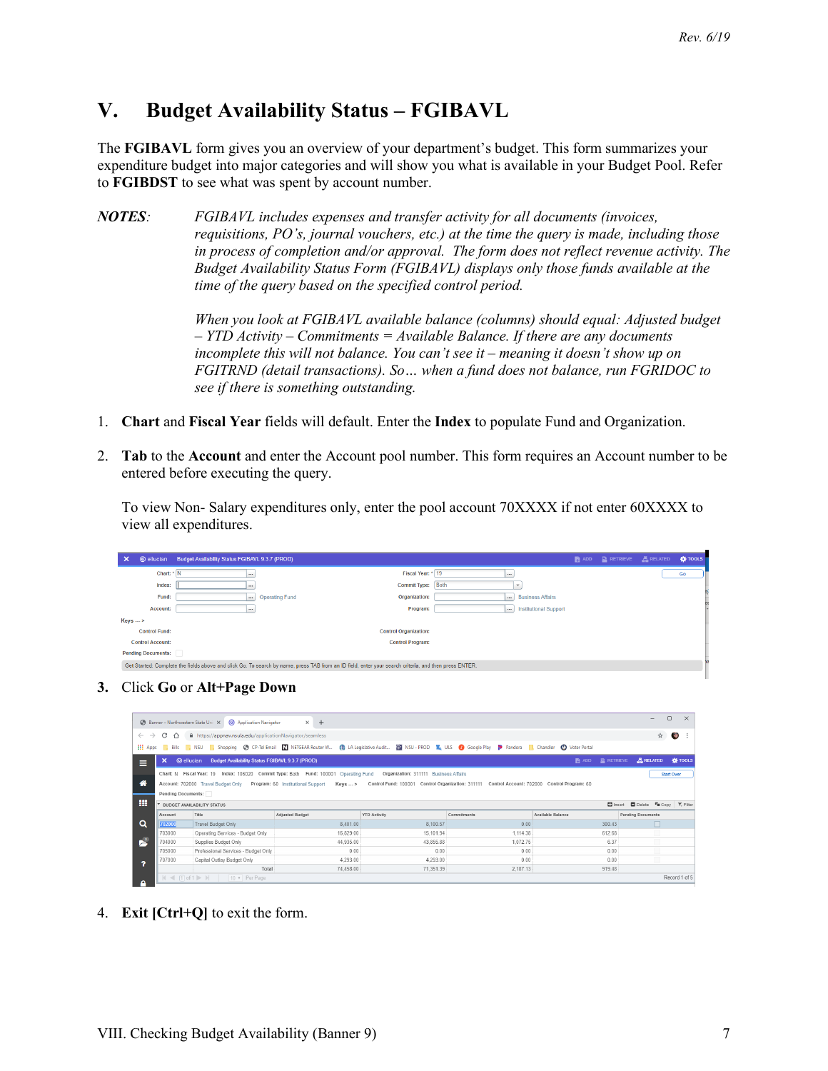# V. Budget Availability Status – FGIBAVL

The **FGIBAVL** form gives you an overview of your department's budget. This form summarizes your expenditure budget into major categories and will show you what is available in your Budget Pool. Refer to **FGIBDST** to see what was spent by account number.

***NOTES**:* *FGIBAVL includes expenses and transfer activity for all documents (invoices, requisitions, PO's, journal vouchers, etc.) at the time the query is made, including those in process of completion and/or approval. The form does not reflect revenue activity. The Budget Availability Status Form (FGIBAVL) displays only those funds available at the time of the query based on the specified control period.*

*When you look at FGIBAVL available balance (columns) should equal: Adjusted budget – YTD Activity – Commitments = Available Balance. If there are any documents incomplete this will not balance. You can't see it – meaning it doesn't show up on FGITRND (detail transactions). So… when a fund does not balance, run FGRIDOC to see if there is something outstanding.*

1. **Chart** and **Fiscal Year** fields will default. Enter the **Index** to populate Fund and Organization.

2. **Tab** to the **Account** and enter the Account pool number. This form requires an Account number to be entered before executing the query.

   To view Non- Salary expenditures only, enter the pool account 70XXXX if not enter 60XXXX to view all expenditures.

3. Click **Go** or **Alt+Page Down**

4. **Exit [Ctrl+Q]** to exit the form.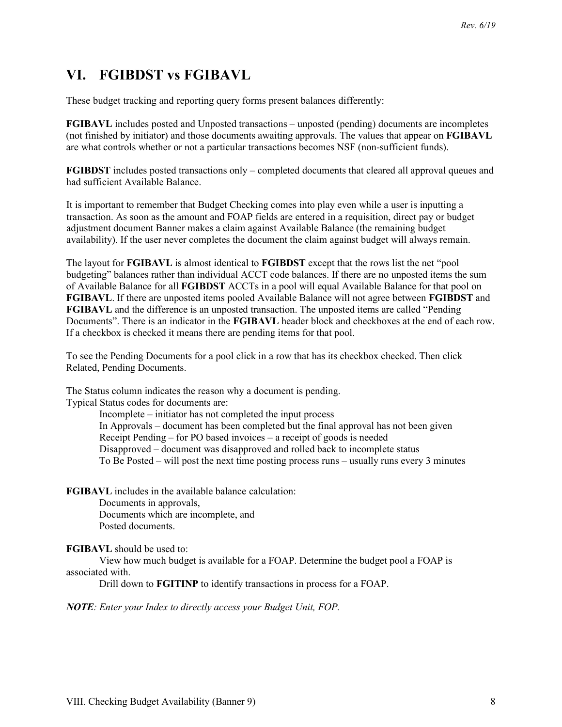# VI. FGIBDST vs FGIBAVL

These budget tracking and reporting query forms present balances differently:

**FGIBAVL** includes posted and Unposted transactions – unposted (pending) documents are incompletes (not finished by initiator) and those documents awaiting approvals. The values that appear on **FGIBAVL** are what controls whether or not a particular transactions becomes NSF (non-sufficient funds).

**FGIBDST** includes posted transactions only – completed documents that cleared all approval queues and had sufficient Available Balance.

It is important to remember that Budget Checking comes into play even while a user is inputting a transaction. As soon as the amount and FOAP fields are entered in a requisition, direct pay or budget adjustment document Banner makes a claim against Available Balance (the remaining budget availability). If the user never completes the document the claim against budget will always remain.

The layout for **FGIBAVL** is almost identical to **FGIBDST** except that the rows list the net "pool budgeting" balances rather than individual ACCT code balances. If there are no unposted items the sum of Available Balance for all **FGIBDST** ACCTs in a pool will equal Available Balance for that pool on **FGIBAVL**. If there are unposted items pooled Available Balance will not agree between **FGIBDST** and **FGIBAVL** and the difference is an unposted transaction. The unposted items are called "Pending Documents". There is an indicator in the **FGIBAVL** header block and checkboxes at the end of each row. If a checkbox is checked it means there are pending items for that pool.

To see the Pending Documents for a pool click in a row that has its checkbox checked. Then click Related, Pending Documents.

The Status column indicates the reason why a document is pending.
Typical Status codes for documents are:

- Incomplete – initiator has not completed the input process
- In Approvals – document has been completed but the final approval has not been given
- Receipt Pending – for PO based invoices – a receipt of goods is needed
- Disapproved – document was disapproved and rolled back to incomplete status
- To Be Posted – will post the next time posting process runs – usually runs every 3 minutes

**FGIBAVL** includes in the available balance calculation:

- Documents in approvals,
- Documents which are incomplete, and
- Posted documents.

**FGIBAVL** should be used to:

View how much budget is available for a FOAP. Determine the budget pool a FOAP is associated with.

Drill down to **FGITINP** to identify transactions in process for a FOAP.

***NOTE**: Enter your Index to directly access your Budget Unit, FOP.*